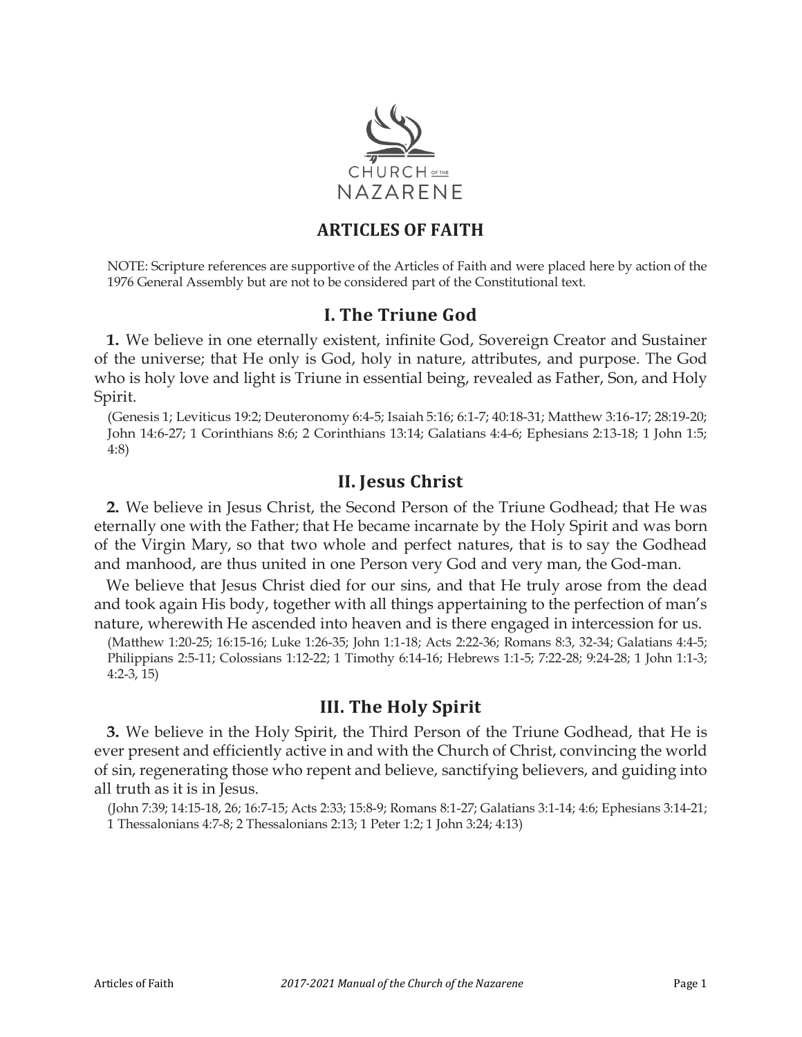CHURCH OF THE NAZARENE

# ARTICLES OF FAITH

NOTE: Scripture references are supportive of the Articles of Faith and were placed here by action of the 1976 General Assembly but are not to be considered part of the Constitutional text.

## I. The Triune God

**1.** We believe in one eternally existent, infinite God, Sovereign Creator and Sustainer of the universe; that He only is God, holy in nature, attributes, and purpose. The God who is holy love and light is Triune in essential being, revealed as Father, Son, and Holy Spirit.

(Genesis 1; Leviticus 19:2; Deuteronomy 6:4-5; Isaiah 5:16; 6:1-7; 40:18-31; Matthew 3:16-17; 28:19-20; John 14:6-27; 1 Corinthians 8:6; 2 Corinthians 13:14; Galatians 4:4-6; Ephesians 2:13-18; 1 John 1:5; 4:8)

## II. Jesus Christ

**2.** We believe in Jesus Christ, the Second Person of the Triune Godhead; that He was eternally one with the Father; that He became incarnate by the Holy Spirit and was born of the Virgin Mary, so that two whole and perfect natures, that is to say the Godhead and manhood, are thus united in one Person very God and very man, the God-man.

We believe that Jesus Christ died for our sins, and that He truly arose from the dead and took again His body, together with all things appertaining to the perfection of man's nature, wherewith He ascended into heaven and is there engaged in intercession for us.

(Matthew 1:20-25; 16:15-16; Luke 1:26-35; John 1:1-18; Acts 2:22-36; Romans 8:3, 32-34; Galatians 4:4-5; Philippians 2:5-11; Colossians 1:12-22; 1 Timothy 6:14-16; Hebrews 1:1-5; 7:22-28; 9:24-28; 1 John 1:1-3; 4:2-3, 15)

## III. The Holy Spirit

**3.** We believe in the Holy Spirit, the Third Person of the Triune Godhead, that He is ever present and efficiently active in and with the Church of Christ, convincing the world of sin, regenerating those who repent and believe, sanctifying believers, and guiding into all truth as it is in Jesus.

(John 7:39; 14:15-18, 26; 16:7-15; Acts 2:33; 15:8-9; Romans 8:1-27; Galatians 3:1-14; 4:6; Ephesians 3:14-21; 1 Thessalonians 4:7-8; 2 Thessalonians 2:13; 1 Peter 1:2; 1 John 3:24; 4:13)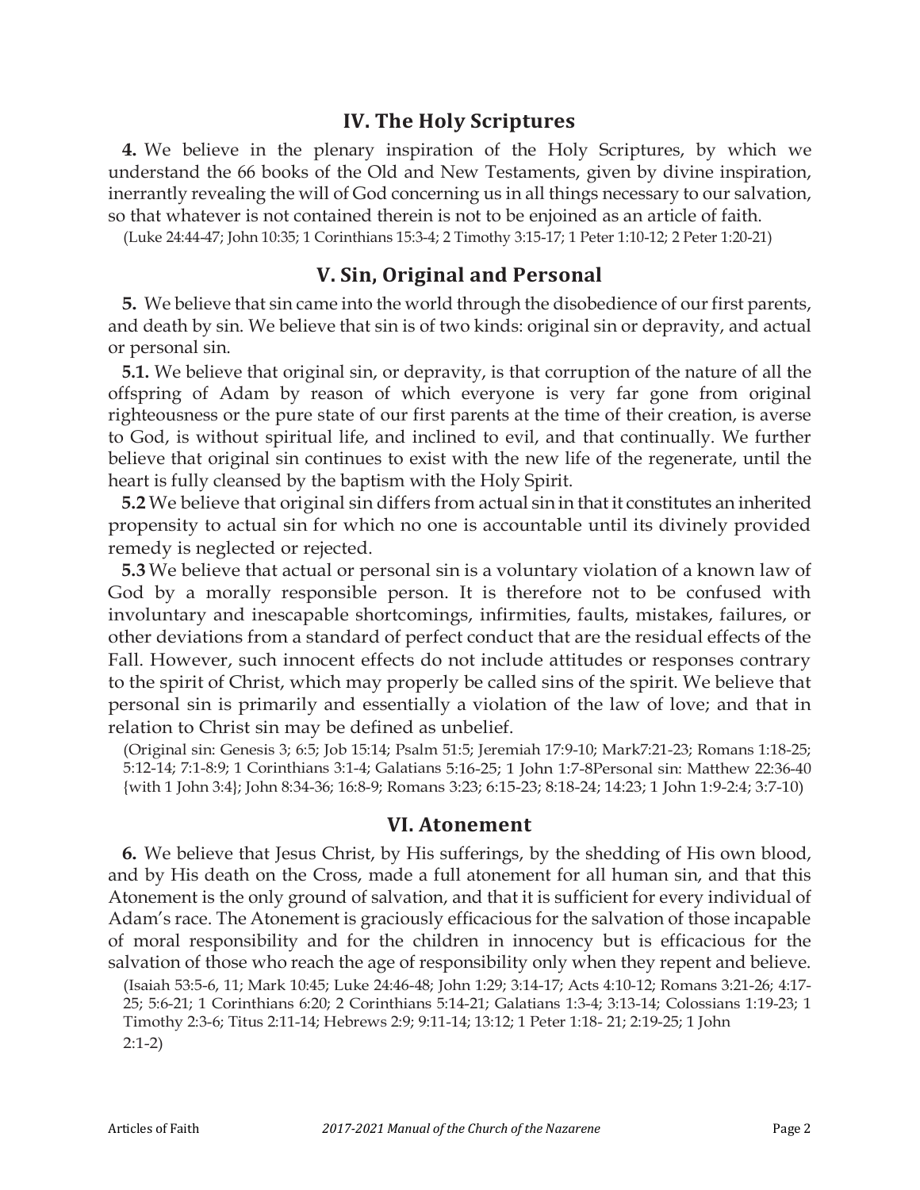## IV. The Holy Scriptures

**4.** We believe in the plenary inspiration of the Holy Scriptures, by which we understand the 66 books of the Old and New Testaments, given by divine inspiration, inerrantly revealing the will of God concerning us in all things necessary to our salvation, so that whatever is not contained therein is not to be enjoined as an article of faith.

(Luke 24:44-47; John 10:35; 1 Corinthians 15:3-4; 2 Timothy 3:15-17; 1 Peter 1:10-12; 2 Peter 1:20-21)

## V. Sin, Original and Personal

**5.** We believe that sin came into the world through the disobedience of our first parents, and death by sin. We believe that sin is of two kinds: original sin or depravity, and actual or personal sin.

**5.1.** We believe that original sin, or depravity, is that corruption of the nature of all the offspring of Adam by reason of which everyone is very far gone from original righteousness or the pure state of our first parents at the time of their creation, is averse to God, is without spiritual life, and inclined to evil, and that continually. We further believe that original sin continues to exist with the new life of the regenerate, until the heart is fully cleansed by the baptism with the Holy Spirit.

**5.2** We believe that original sin differs from actual sin in that it constitutes an inherited propensity to actual sin for which no one is accountable until its divinely provided remedy is neglected or rejected.

**5.3** We believe that actual or personal sin is a voluntary violation of a known law of God by a morally responsible person. It is therefore not to be confused with involuntary and inescapable shortcomings, infirmities, faults, mistakes, failures, or other deviations from a standard of perfect conduct that are the residual effects of the Fall. However, such innocent effects do not include attitudes or responses contrary to the spirit of Christ, which may properly be called sins of the spirit. We believe that personal sin is primarily and essentially a violation of the law of love; and that in relation to Christ sin may be defined as unbelief.

(Original sin: Genesis 3; 6:5; Job 15:14; Psalm 51:5; Jeremiah 17:9-10; Mark7:21-23; Romans 1:18-25; 5:12-14; 7:1-8:9; 1 Corinthians 3:1-4; Galatians 5:16-25; 1 John 1:7-8Personal sin: Matthew 22:36-40 {with 1 John 3:4}; John 8:34-36; 16:8-9; Romans 3:23; 6:15-23; 8:18-24; 14:23; 1 John 1:9-2:4; 3:7-10)

## VI. Atonement

**6.** We believe that Jesus Christ, by His sufferings, by the shedding of His own blood, and by His death on the Cross, made a full atonement for all human sin, and that this Atonement is the only ground of salvation, and that it is sufficient for every individual of Adam's race. The Atonement is graciously efficacious for the salvation of those incapable of moral responsibility and for the children in innocency but is efficacious for the salvation of those who reach the age of responsibility only when they repent and believe.

(Isaiah 53:5-6, 11; Mark 10:45; Luke 24:46-48; John 1:29; 3:14-17; Acts 4:10-12; Romans 3:21-26; 4:17-25; 5:6-21; 1 Corinthians 6:20; 2 Corinthians 5:14-21; Galatians 1:3-4; 3:13-14; Colossians 1:19-23; 1 Timothy 2:3-6; Titus 2:11-14; Hebrews 2:9; 9:11-14; 13:12; 1 Peter 1:18- 21; 2:19-25; 1 John 2:1-2)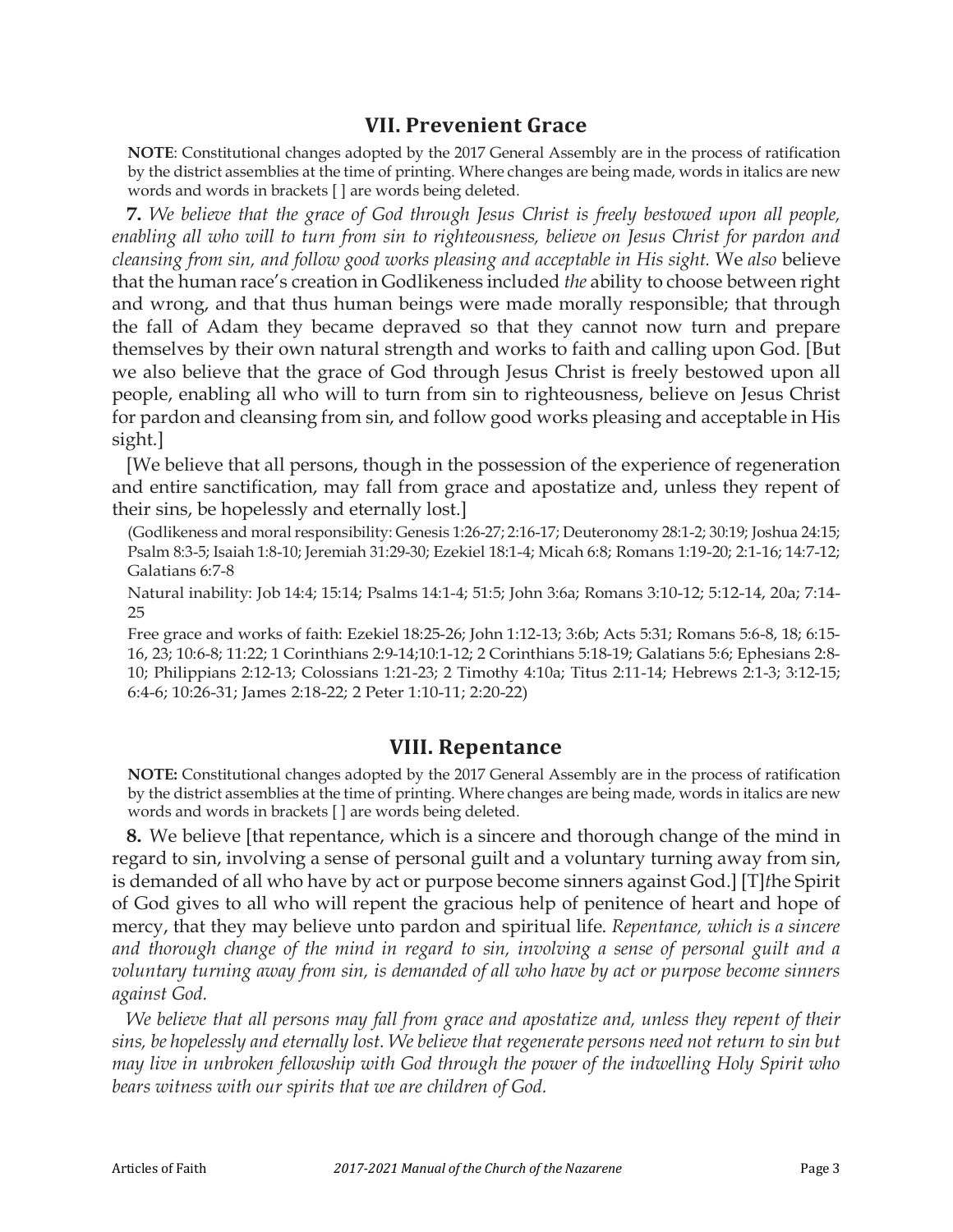## VII. Prevenient Grace

**NOTE**: Constitutional changes adopted by the 2017 General Assembly are in the process of ratification by the district assemblies at the time of printing. Where changes are being made, words in italics are new words and words in brackets [ ] are words being deleted.

**7.** *We believe that the grace of God through Jesus Christ is freely bestowed upon all people, enabling all who will to turn from sin to righteousness, believe on Jesus Christ for pardon and cleansing from sin, and follow good works pleasing and acceptable in His sight.* We *also* believe that the human race's creation in Godlikeness included *the* ability to choose between right and wrong, and that thus human beings were made morally responsible; that through the fall of Adam they became depraved so that they cannot now turn and prepare themselves by their own natural strength and works to faith and calling upon God. [But we also believe that the grace of God through Jesus Christ is freely bestowed upon all people, enabling all who will to turn from sin to righteousness, believe on Jesus Christ for pardon and cleansing from sin, and follow good works pleasing and acceptable in His sight.]

[We believe that all persons, though in the possession of the experience of regeneration and entire sanctification, may fall from grace and apostatize and, unless they repent of their sins, be hopelessly and eternally lost.]

(Godlikeness and moral responsibility: Genesis 1:26-27; 2:16-17; Deuteronomy 28:1-2; 30:19; Joshua 24:15; Psalm 8:3-5; Isaiah 1:8-10; Jeremiah 31:29-30; Ezekiel 18:1-4; Micah 6:8; Romans 1:19-20; 2:1-16; 14:7-12; Galatians 6:7-8

Natural inability: Job 14:4; 15:14; Psalms 14:1-4; 51:5; John 3:6a; Romans 3:10-12; 5:12-14, 20a; 7:14-25

Free grace and works of faith: Ezekiel 18:25-26; John 1:12-13; 3:6b; Acts 5:31; Romans 5:6-8, 18; 6:15-16, 23; 10:6-8; 11:22; 1 Corinthians 2:9-14;10:1-12; 2 Corinthians 5:18-19; Galatians 5:6; Ephesians 2:8-10; Philippians 2:12-13; Colossians 1:21-23; 2 Timothy 4:10a; Titus 2:11-14; Hebrews 2:1-3; 3:12-15; 6:4-6; 10:26-31; James 2:18-22; 2 Peter 1:10-11; 2:20-22)

## VIII. Repentance

**NOTE:** Constitutional changes adopted by the 2017 General Assembly are in the process of ratification by the district assemblies at the time of printing. Where changes are being made, words in italics are new words and words in brackets [ ] are words being deleted.

**8.** We believe [that repentance, which is a sincere and thorough change of the mind in regard to sin, involving a sense of personal guilt and a voluntary turning away from sin, is demanded of all who have by act or purpose become sinners against God.] [T]*t*he Spirit of God gives to all who will repent the gracious help of penitence of heart and hope of mercy, that they may believe unto pardon and spiritual life. *Repentance, which is a sincere and thorough change of the mind in regard to sin, involving a sense of personal guilt and a voluntary turning away from sin, is demanded of all who have by act or purpose become sinners against God.*

*We believe that all persons may fall from grace and apostatize and, unless they repent of their sins, be hopelessly and eternally lost. We believe that regenerate persons need not return to sin but may live in unbroken fellowship with God through the power of the indwelling Holy Spirit who bears witness with our spirits that we are children of God.*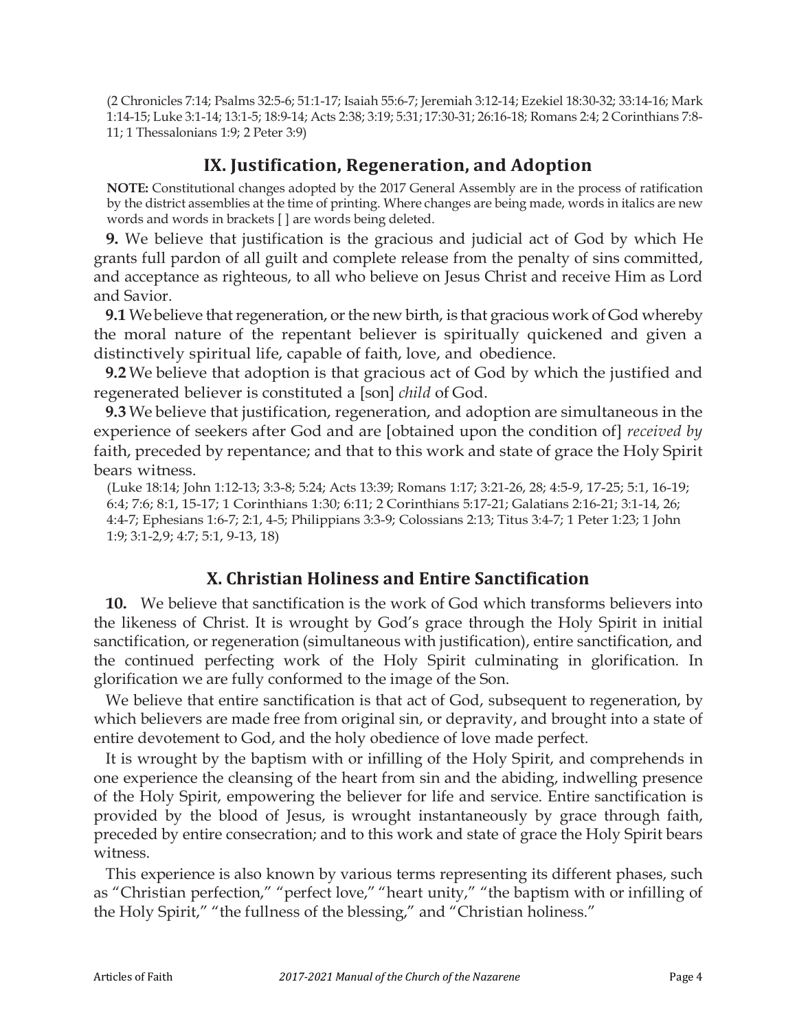(2 Chronicles 7:14; Psalms 32:5-6; 51:1-17; Isaiah 55:6-7; Jeremiah 3:12-14; Ezekiel 18:30-32; 33:14-16; Mark 1:14-15; Luke 3:1-14; 13:1-5; 18:9-14; Acts 2:38; 3:19; 5:31; 17:30-31; 26:16-18; Romans 2:4; 2 Corinthians 7:8-11; 1 Thessalonians 1:9; 2 Peter 3:9)

## IX. Justification, Regeneration, and Adoption

**NOTE:** Constitutional changes adopted by the 2017 General Assembly are in the process of ratification by the district assemblies at the time of printing. Where changes are being made, words in italics are new words and words in brackets [ ] are words being deleted.

**9.** We believe that justification is the gracious and judicial act of God by which He grants full pardon of all guilt and complete release from the penalty of sins committed, and acceptance as righteous, to all who believe on Jesus Christ and receive Him as Lord and Savior.

**9.1** We believe that regeneration, or the new birth, is that gracious work of God whereby the moral nature of the repentant believer is spiritually quickened and given a distinctively spiritual life, capable of faith, love, and obedience.

**9.2** We believe that adoption is that gracious act of God by which the justified and regenerated believer is constituted a [son] *child* of God.

**9.3** We believe that justification, regeneration, and adoption are simultaneous in the experience of seekers after God and are [obtained upon the condition of] *received by* faith, preceded by repentance; and that to this work and state of grace the Holy Spirit bears witness.

(Luke 18:14; John 1:12-13; 3:3-8; 5:24; Acts 13:39; Romans 1:17; 3:21-26, 28; 4:5-9, 17-25; 5:1, 16-19; 6:4; 7:6; 8:1, 15-17; 1 Corinthians 1:30; 6:11; 2 Corinthians 5:17-21; Galatians 2:16-21; 3:1-14, 26; 4:4-7; Ephesians 1:6-7; 2:1, 4-5; Philippians 3:3-9; Colossians 2:13; Titus 3:4-7; 1 Peter 1:23; 1 John 1:9; 3:1-2,9; 4:7; 5:1, 9-13, 18)

## X. Christian Holiness and Entire Sanctification

**10.** We believe that sanctification is the work of God which transforms believers into the likeness of Christ. It is wrought by God's grace through the Holy Spirit in initial sanctification, or regeneration (simultaneous with justification), entire sanctification, and the continued perfecting work of the Holy Spirit culminating in glorification. In glorification we are fully conformed to the image of the Son.

We believe that entire sanctification is that act of God, subsequent to regeneration, by which believers are made free from original sin, or depravity, and brought into a state of entire devotement to God, and the holy obedience of love made perfect.

It is wrought by the baptism with or infilling of the Holy Spirit, and comprehends in one experience the cleansing of the heart from sin and the abiding, indwelling presence of the Holy Spirit, empowering the believer for life and service. Entire sanctification is provided by the blood of Jesus, is wrought instantaneously by grace through faith, preceded by entire consecration; and to this work and state of grace the Holy Spirit bears witness.

This experience is also known by various terms representing its different phases, such as "Christian perfection," "perfect love," "heart unity," "the baptism with or infilling of the Holy Spirit," "the fullness of the blessing," and "Christian holiness."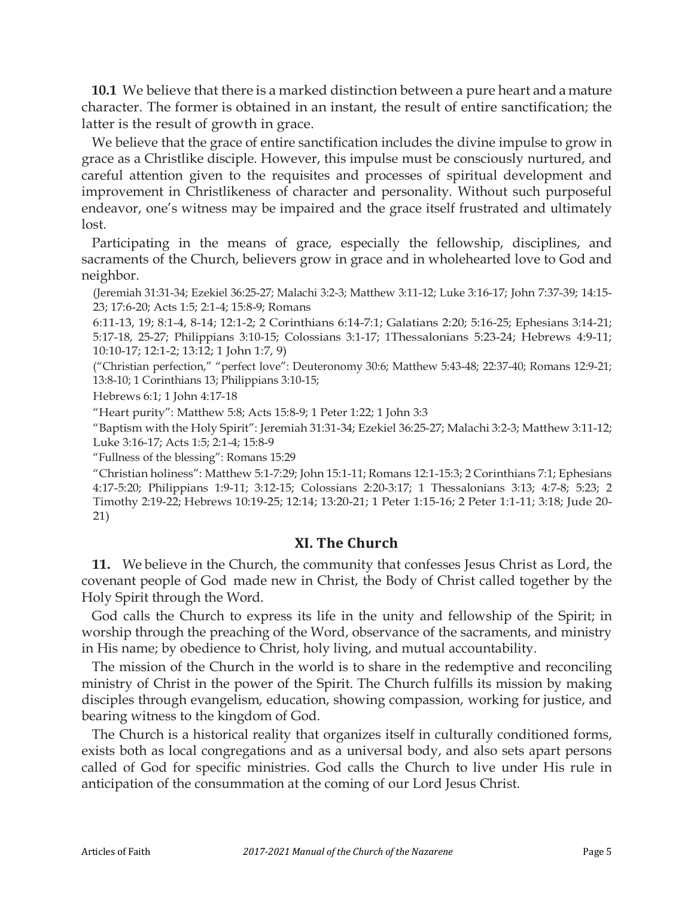**10.1** We believe that there is a marked distinction between a pure heart and a mature character. The former is obtained in an instant, the result of entire sanctification; the latter is the result of growth in grace.

We believe that the grace of entire sanctification includes the divine impulse to grow in grace as a Christlike disciple. However, this impulse must be consciously nurtured, and careful attention given to the requisites and processes of spiritual development and improvement in Christlikeness of character and personality. Without such purposeful endeavor, one's witness may be impaired and the grace itself frustrated and ultimately lost.

Participating in the means of grace, especially the fellowship, disciplines, and sacraments of the Church, believers grow in grace and in wholehearted love to God and neighbor.

(Jeremiah 31:31-34; Ezekiel 36:25-27; Malachi 3:2-3; Matthew 3:11-12; Luke 3:16-17; John 7:37-39; 14:15-23; 17:6-20; Acts 1:5; 2:1-4; 15:8-9; Romans 6:11-13, 19; 8:1-4, 8-14; 12:1-2; 2 Corinthians 6:14-7:1; Galatians 2:20; 5:16-25; Ephesians 3:14-21; 5:17-18, 25-27; Philippians 3:10-15; Colossians 3:1-17; 1Thessalonians 5:23-24; Hebrews 4:9-11; 10:10-17; 12:1-2; 13:12; 1 John 1:7, 9)

("Christian perfection," "perfect love": Deuteronomy 30:6; Matthew 5:43-48; 22:37-40; Romans 12:9-21; 13:8-10; 1 Corinthians 13; Philippians 3:10-15;

Hebrews 6:1; 1 John 4:17-18

"Heart purity": Matthew 5:8; Acts 15:8-9; 1 Peter 1:22; 1 John 3:3

"Baptism with the Holy Spirit": Jeremiah 31:31-34; Ezekiel 36:25-27; Malachi 3:2-3; Matthew 3:11-12; Luke 3:16-17; Acts 1:5; 2:1-4; 15:8-9

"Fullness of the blessing": Romans 15:29

"Christian holiness": Matthew 5:1-7:29; John 15:1-11; Romans 12:1-15:3; 2 Corinthians 7:1; Ephesians 4:17-5:20; Philippians 1:9-11; 3:12-15; Colossians 2:20-3:17; 1 Thessalonians 3:13; 4:7-8; 5:23; 2 Timothy 2:19-22; Hebrews 10:19-25; 12:14; 13:20-21; 1 Peter 1:15-16; 2 Peter 1:1-11; 3:18; Jude 20-21)

## XI. The Church

**11.** We believe in the Church, the community that confesses Jesus Christ as Lord, the covenant people of God made new in Christ, the Body of Christ called together by the Holy Spirit through the Word.

God calls the Church to express its life in the unity and fellowship of the Spirit; in worship through the preaching of the Word, observance of the sacraments, and ministry in His name; by obedience to Christ, holy living, and mutual accountability.

The mission of the Church in the world is to share in the redemptive and reconciling ministry of Christ in the power of the Spirit. The Church fulfills its mission by making disciples through evangelism, education, showing compassion, working for justice, and bearing witness to the kingdom of God.

The Church is a historical reality that organizes itself in culturally conditioned forms, exists both as local congregations and as a universal body, and also sets apart persons called of God for specific ministries. God calls the Church to live under His rule in anticipation of the consummation at the coming of our Lord Jesus Christ.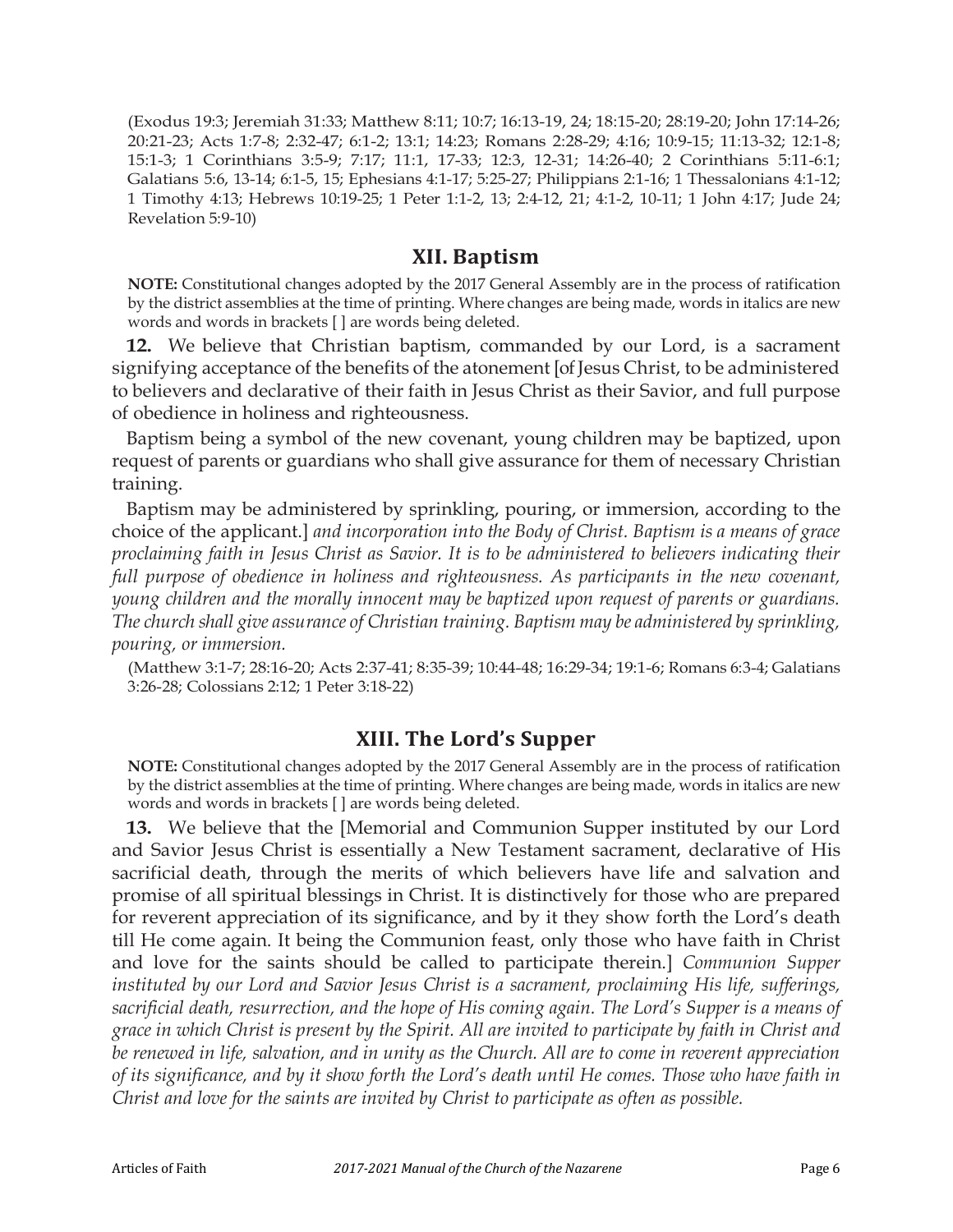(Exodus 19:3; Jeremiah 31:33; Matthew 8:11; 10:7; 16:13-19, 24; 18:15-20; 28:19-20; John 17:14-26; 20:21-23; Acts 1:7-8; 2:32-47; 6:1-2; 13:1; 14:23; Romans 2:28-29; 4:16; 10:9-15; 11:13-32; 12:1-8; 15:1-3; 1 Corinthians 3:5-9; 7:17; 11:1, 17-33; 12:3, 12-31; 14:26-40; 2 Corinthians 5:11-6:1; Galatians 5:6, 13-14; 6:1-5, 15; Ephesians 4:1-17; 5:25-27; Philippians 2:1-16; 1 Thessalonians 4:1-12; 1 Timothy 4:13; Hebrews 10:19-25; 1 Peter 1:1-2, 13; 2:4-12, 21; 4:1-2, 10-11; 1 John 4:17; Jude 24; Revelation 5:9-10)

## XII. Baptism

**NOTE:** Constitutional changes adopted by the 2017 General Assembly are in the process of ratification by the district assemblies at the time of printing. Where changes are being made, words in italics are new words and words in brackets [ ] are words being deleted.

**12.** We believe that Christian baptism, commanded by our Lord, is a sacrament signifying acceptance of the benefits of the atonement [of Jesus Christ, to be administered to believers and declarative of their faith in Jesus Christ as their Savior, and full purpose of obedience in holiness and righteousness.

Baptism being a symbol of the new covenant, young children may be baptized, upon request of parents or guardians who shall give assurance for them of necessary Christian training.

Baptism may be administered by sprinkling, pouring, or immersion, according to the choice of the applicant.] *and incorporation into the Body of Christ. Baptism is a means of grace proclaiming faith in Jesus Christ as Savior. It is to be administered to believers indicating their full purpose of obedience in holiness and righteousness. As participants in the new covenant, young children and the morally innocent may be baptized upon request of parents or guardians. The church shall give assurance of Christian training. Baptism may be administered by sprinkling, pouring, or immersion.*

(Matthew 3:1-7; 28:16-20; Acts 2:37-41; 8:35-39; 10:44-48; 16:29-34; 19:1-6; Romans 6:3-4; Galatians 3:26-28; Colossians 2:12; 1 Peter 3:18-22)

## XIII. The Lord's Supper

**NOTE:** Constitutional changes adopted by the 2017 General Assembly are in the process of ratification by the district assemblies at the time of printing. Where changes are being made, words in italics are new words and words in brackets [ ] are words being deleted.

**13.** We believe that the [Memorial and Communion Supper instituted by our Lord and Savior Jesus Christ is essentially a New Testament sacrament, declarative of His sacrificial death, through the merits of which believers have life and salvation and promise of all spiritual blessings in Christ. It is distinctively for those who are prepared for reverent appreciation of its significance, and by it they show forth the Lord's death till He come again. It being the Communion feast, only those who have faith in Christ and love for the saints should be called to participate therein.] *Communion Supper instituted by our Lord and Savior Jesus Christ is a sacrament, proclaiming His life, sufferings, sacrificial death, resurrection, and the hope of His coming again. The Lord's Supper is a means of grace in which Christ is present by the Spirit. All are invited to participate by faith in Christ and be renewed in life, salvation, and in unity as the Church. All are to come in reverent appreciation of its significance, and by it show forth the Lord's death until He comes. Those who have faith in Christ and love for the saints are invited by Christ to participate as often as possible.*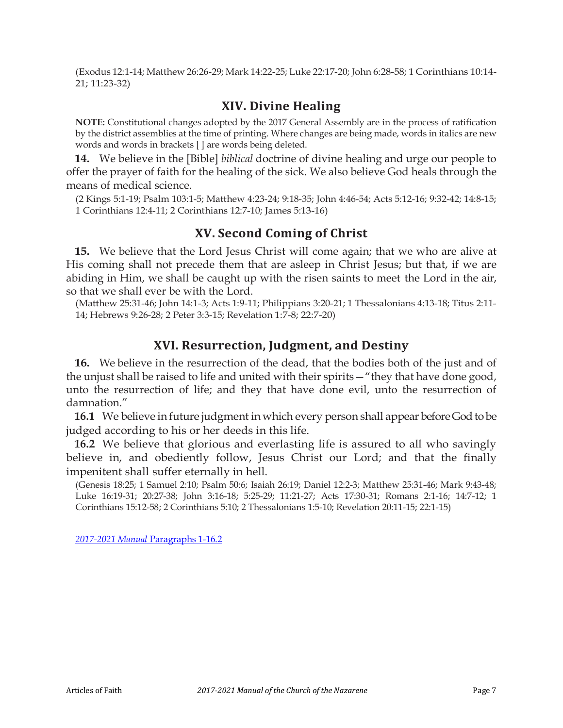(Exodus 12:1-14; Matthew 26:26-29; Mark 14:22-25; Luke 22:17-20; John 6:28-58; 1 Corinthians 10:14-21; 11:23-32)

## XIV. Divine Healing

**NOTE:** Constitutional changes adopted by the 2017 General Assembly are in the process of ratification by the district assemblies at the time of printing. Where changes are being made, words in italics are new words and words in brackets [ ] are words being deleted.

**14.** We believe in the [Bible] *biblical* doctrine of divine healing and urge our people to offer the prayer of faith for the healing of the sick. We also believe God heals through the means of medical science.

(2 Kings 5:1-19; Psalm 103:1-5; Matthew 4:23-24; 9:18-35; John 4:46-54; Acts 5:12-16; 9:32-42; 14:8-15; 1 Corinthians 12:4-11; 2 Corinthians 12:7-10; James 5:13-16)

## XV. Second Coming of Christ

**15.** We believe that the Lord Jesus Christ will come again; that we who are alive at His coming shall not precede them that are asleep in Christ Jesus; but that, if we are abiding in Him, we shall be caught up with the risen saints to meet the Lord in the air, so that we shall ever be with the Lord.

(Matthew 25:31-46; John 14:1-3; Acts 1:9-11; Philippians 3:20-21; 1 Thessalonians 4:13-18; Titus 2:11-14; Hebrews 9:26-28; 2 Peter 3:3-15; Revelation 1:7-8; 22:7-20)

## XVI. Resurrection, Judgment, and Destiny

**16.** We believe in the resurrection of the dead, that the bodies both of the just and of the unjust shall be raised to life and united with their spirits—"they that have done good, unto the resurrection of life; and they that have done evil, unto the resurrection of damnation."

**16.1** We believe in future judgment in which every person shall appear before God to be judged according to his or her deeds in this life.

**16.2** We believe that glorious and everlasting life is assured to all who savingly believe in, and obediently follow, Jesus Christ our Lord; and that the finally impenitent shall suffer eternally in hell.

(Genesis 18:25; 1 Samuel 2:10; Psalm 50:6; Isaiah 26:19; Daniel 12:2-3; Matthew 25:31-46; Mark 9:43-48; Luke 16:19-31; 20:27-38; John 3:16-18; 5:25-29; 11:21-27; Acts 17:30-31; Romans 2:1-16; 14:7-12; 1 Corinthians 15:12-58; 2 Corinthians 5:10; 2 Thessalonians 1:5-10; Revelation 20:11-15; 22:1-15)

*2017-2021 Manual* Paragraphs 1-16.2